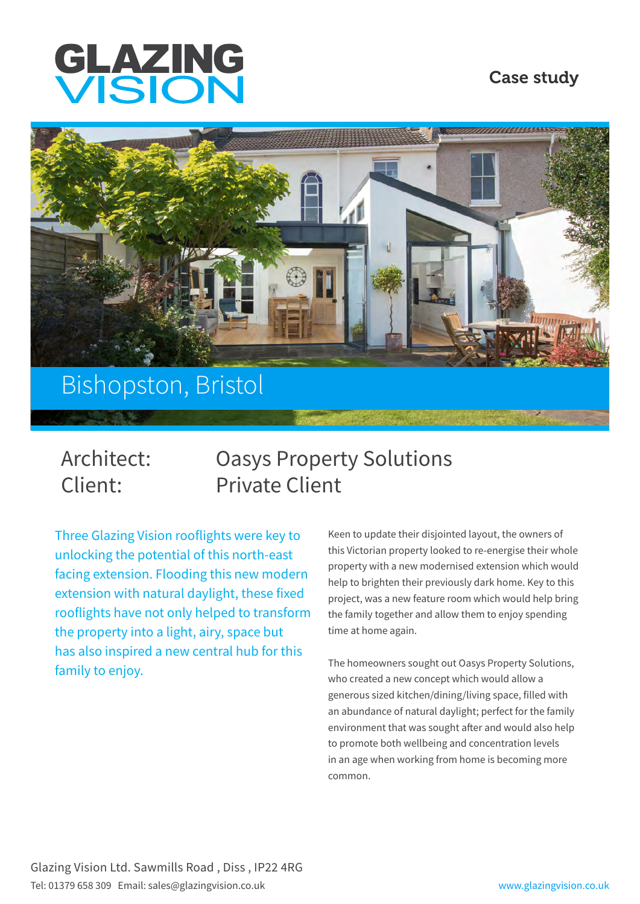GLAZING VISION

Case study

# Bishopston, Bristol

**Architect:** Oasys Property Solutions
**Client:** Private Client

Three Glazing Vision rooflights were key to unlocking the potential of this north-east facing extension. Flooding this new modern extension with natural daylight, these fixed rooflights have not only helped to transform the property into a light, airy, space but has also inspired a new central hub for this family to enjoy.

Keen to update their disjointed layout, the owners of this Victorian property looked to re-energise their whole property with a new modernised extension which would help to brighten their previously dark home. Key to this project, was a new feature room which would help bring the family together and allow them to enjoy spending time at home again.

The homeowners sought out Oasys Property Solutions, who created a new concept which would allow a generous sized kitchen/dining/living space, filled with an abundance of natural daylight; perfect for the family environment that was sought after and would also help to promote both wellbeing and concentration levels in an age when working from home is becoming more common.

Glazing Vision Ltd. Sawmills Road , Diss , IP22 4RG
Tel: 01379 658 309 Email: sales@glazingvision.co.uk www.glazingvision.co.uk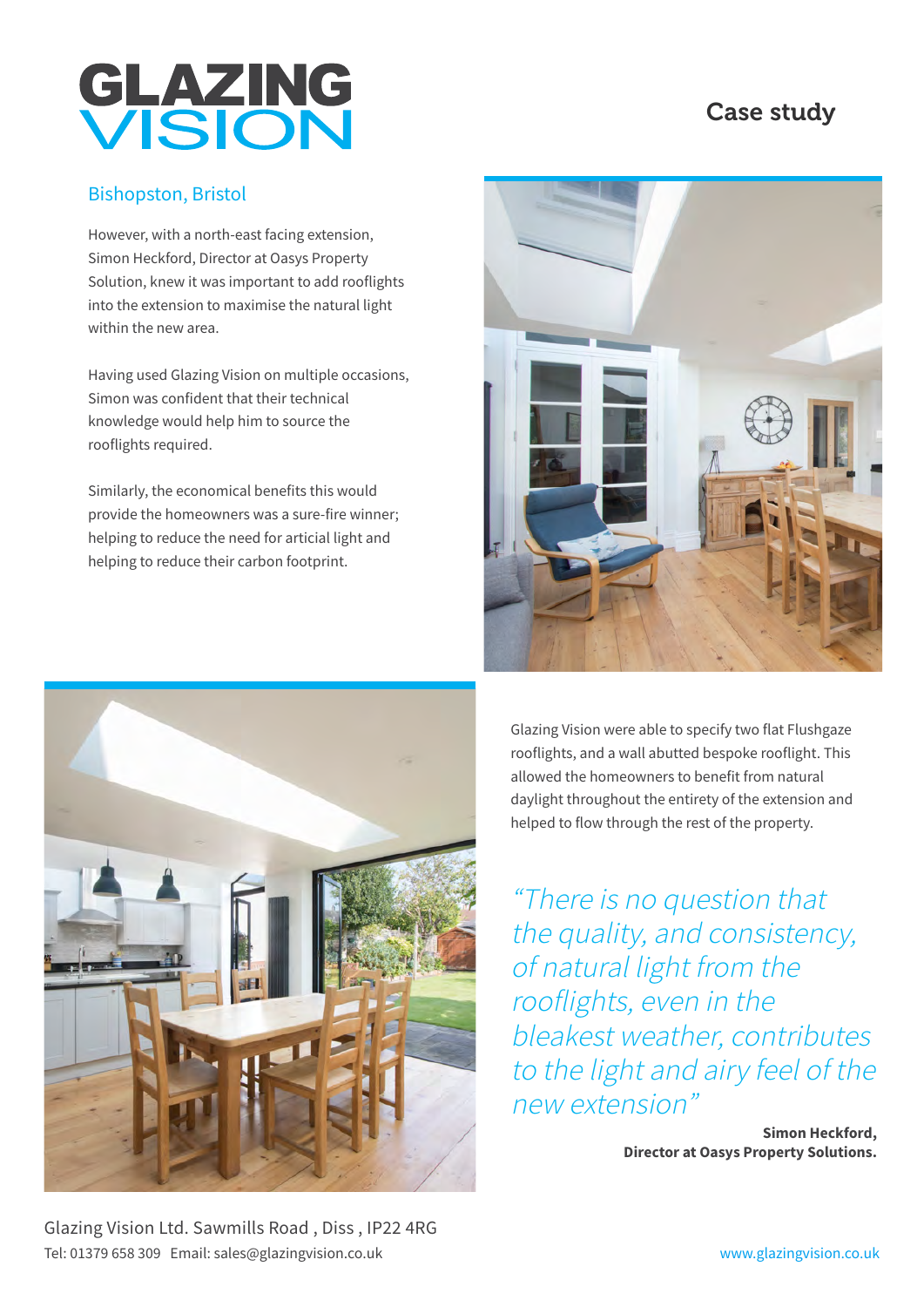# GLAZING VISION

## Case study

### Bishopston, Bristol

However, with a north-east facing extension, Simon Heckford, Director at Oasys Property Solution, knew it was important to add rooflights into the extension to maximise the natural light within the new area.

Having used Glazing Vision on multiple occasions, Simon was confident that their technical knowledge would help him to source the rooflights required.

Similarly, the economical benefits this would provide the homeowners was a sure-fire winner; helping to reduce the need for articial light and helping to reduce their carbon footprint.

Glazing Vision were able to specify two flat Flushgaze rooflights, and a wall abutted bespoke rooflight. This allowed the homeowners to benefit from natural daylight throughout the entirety of the extension and helped to flow through the rest of the property.

*"There is no question that the quality, and consistency, of natural light from the rooflights, even in the bleakest weather, contributes to the light and airy feel of the new extension"*

**Simon Heckford,**
**Director at Oasys Property Solutions.**

Glazing Vision Ltd. Sawmills Road , Diss , IP22 4RG
Tel: 01379 658 309 Email: sales@glazingvision.co.uk

www.glazingvision.co.uk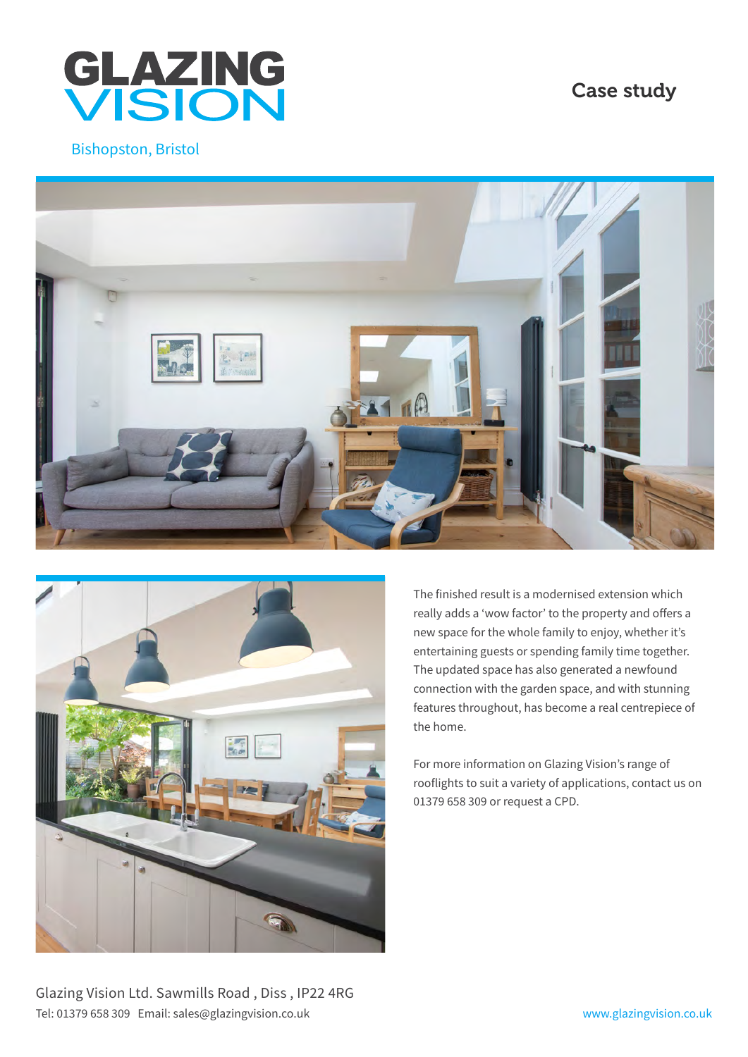GLAZING VISION

Case study

Bishopston, Bristol

The finished result is a modernised extension which really adds a 'wow factor' to the property and offers a new space for the whole family to enjoy, whether it's entertaining guests or spending family time together. The updated space has also generated a newfound connection with the garden space, and with stunning features throughout, has become a real centrepiece of the home.

For more information on Glazing Vision's range of rooflights to suit a variety of applications, contact us on 01379 658 309 or request a CPD.

Glazing Vision Ltd. Sawmills Road , Diss , IP22 4RG
Tel: 01379 658 309 Email: sales@glazingvision.co.uk

www.glazingvision.co.uk